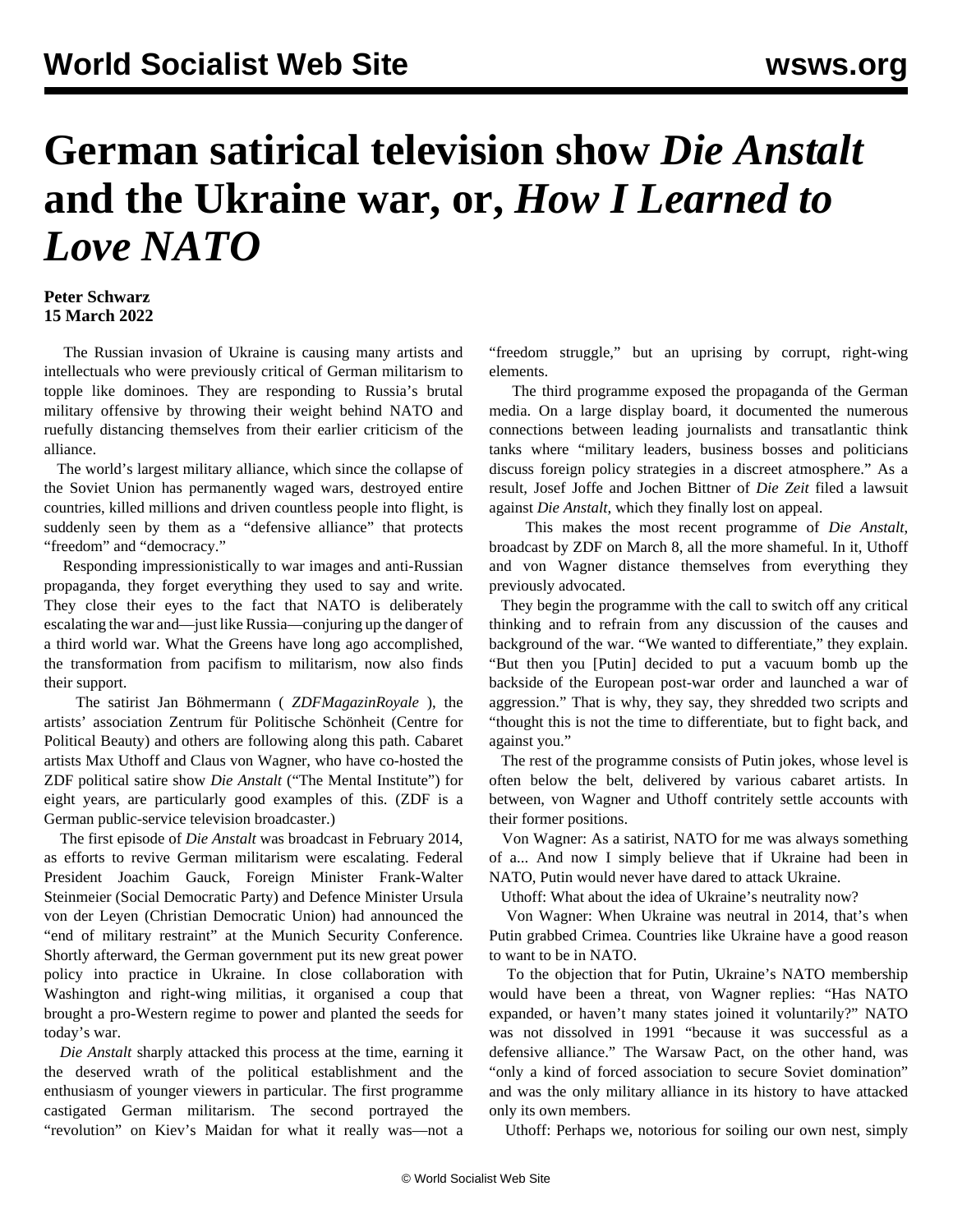// 
# German satirical television show *Die Anstalt* and the Ukraine war, or, *How I Learned to Love NATO*

**Peter Schwarz**
**15 March 2022**

The Russian invasion of Ukraine is causing many artists and intellectuals who were previously critical of German militarism to topple like dominoes. They are responding to Russia's brutal military offensive by throwing their weight behind NATO and ruefully distancing themselves from their earlier criticism of the alliance.

The world's largest military alliance, which since the collapse of the Soviet Union has permanently waged wars, destroyed entire countries, killed millions and driven countless people into flight, is suddenly seen by them as a "defensive alliance" that protects "freedom" and "democracy."

Responding impressionistically to war images and anti-Russian propaganda, they forget everything they used to say and write. They close their eyes to the fact that NATO is deliberately escalating the war and—just like Russia—conjuring up the danger of a third world war. What the Greens have long ago accomplished, the transformation from pacifism to militarism, now also finds their support.

The satirist Jan Böhmermann ( *ZDFMagazinRoyale* ), the artists' association Zentrum für Politische Schönheit (Centre for Political Beauty) and others are following along this path. Cabaret artists Max Uthoff and Claus von Wagner, who have co-hosted the ZDF political satire show *Die Anstalt* ("The Mental Institute") for eight years, are particularly good examples of this. (ZDF is a German public-service television broadcaster.)

The first episode of *Die Anstalt* was broadcast in February 2014, as efforts to revive German militarism were escalating. Federal President Joachim Gauck, Foreign Minister Frank-Walter Steinmeier (Social Democratic Party) and Defence Minister Ursula von der Leyen (Christian Democratic Union) had announced the "end of military restraint" at the Munich Security Conference. Shortly afterward, the German government put its new great power policy into practice in Ukraine. In close collaboration with Washington and right-wing militias, it organised a coup that brought a pro-Western regime to power and planted the seeds for today's war.

*Die Anstalt* sharply attacked this process at the time, earning it the deserved wrath of the political establishment and the enthusiasm of younger viewers in particular. The first programme castigated German militarism. The second portrayed the "revolution" on Kiev's Maidan for what it really was—not a "freedom struggle," but an uprising by corrupt, right-wing elements.

The third programme exposed the propaganda of the German media. On a large display board, it documented the numerous connections between leading journalists and transatlantic think tanks where "military leaders, business bosses and politicians discuss foreign policy strategies in a discreet atmosphere." As a result, Josef Joffe and Jochen Bittner of *Die Zeit* filed a lawsuit against *Die Anstalt*, which they finally lost on appeal.

This makes the most recent programme of *Die Anstalt*, broadcast by ZDF on March 8, all the more shameful. In it, Uthoff and von Wagner distance themselves from everything they previously advocated.

They begin the programme with the call to switch off any critical thinking and to refrain from any discussion of the causes and background of the war. "We wanted to differentiate," they explain. "But then you [Putin] decided to put a vacuum bomb up the backside of the European post-war order and launched a war of aggression." That is why, they say, they shredded two scripts and "thought this is not the time to differentiate, but to fight back, and against you."

The rest of the programme consists of Putin jokes, whose level is often below the belt, delivered by various cabaret artists. In between, von Wagner and Uthoff contritely settle accounts with their former positions.

Von Wagner: As a satirist, NATO for me was always something of a... And now I simply believe that if Ukraine had been in NATO, Putin would never have dared to attack Ukraine.

Uthoff: What about the idea of Ukraine's neutrality now?

Von Wagner: When Ukraine was neutral in 2014, that's when Putin grabbed Crimea. Countries like Ukraine have a good reason to want to be in NATO.

To the objection that for Putin, Ukraine's NATO membership would have been a threat, von Wagner replies: "Has NATO expanded, or haven't many states joined it voluntarily?" NATO was not dissolved in 1991 "because it was successful as a defensive alliance." The Warsaw Pact, on the other hand, was "only a kind of forced association to secure Soviet domination" and was the only military alliance in its history to have attacked only its own members.

Uthoff: Perhaps we, notorious for soiling our own nest, simply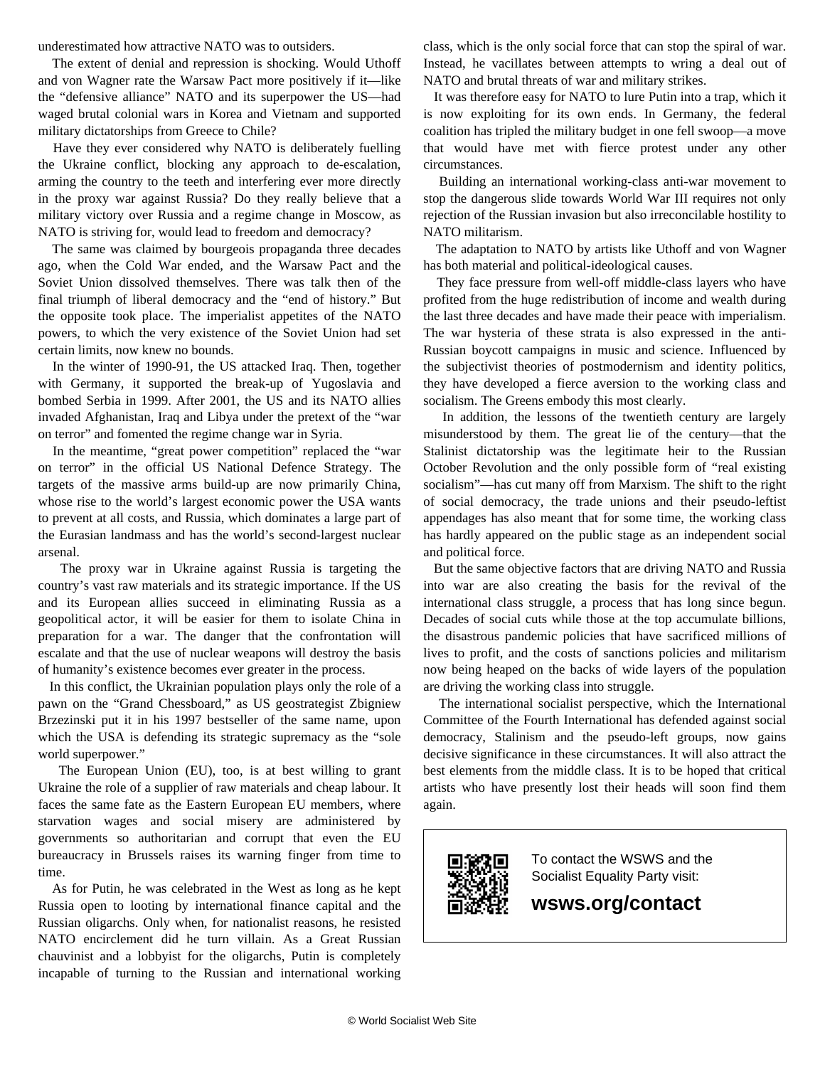underestimated how attractive NATO was to outsiders.

The extent of denial and repression is shocking. Would Uthoff and von Wagner rate the Warsaw Pact more positively if it—like the "defensive alliance" NATO and its superpower the US—had waged brutal colonial wars in Korea and Vietnam and supported military dictatorships from Greece to Chile?

Have they ever considered why NATO is deliberately fuelling the Ukraine conflict, blocking any approach to de-escalation, arming the country to the teeth and interfering ever more directly in the proxy war against Russia? Do they really believe that a military victory over Russia and a regime change in Moscow, as NATO is striving for, would lead to freedom and democracy?

The same was claimed by bourgeois propaganda three decades ago, when the Cold War ended, and the Warsaw Pact and the Soviet Union dissolved themselves. There was talk then of the final triumph of liberal democracy and the "end of history." But the opposite took place. The imperialist appetites of the NATO powers, to which the very existence of the Soviet Union had set certain limits, now knew no bounds.

In the winter of 1990-91, the US attacked Iraq. Then, together with Germany, it supported the break-up of Yugoslavia and bombed Serbia in 1999. After 2001, the US and its NATO allies invaded Afghanistan, Iraq and Libya under the pretext of the "war on terror" and fomented the regime change war in Syria.

In the meantime, "great power competition" replaced the "war on terror" in the official US National Defence Strategy. The targets of the massive arms build-up are now primarily China, whose rise to the world's largest economic power the USA wants to prevent at all costs, and Russia, which dominates a large part of the Eurasian landmass and has the world's second-largest nuclear arsenal.

The proxy war in Ukraine against Russia is targeting the country's vast raw materials and its strategic importance. If the US and its European allies succeed in eliminating Russia as a geopolitical actor, it will be easier for them to isolate China in preparation for a war. The danger that the confrontation will escalate and that the use of nuclear weapons will destroy the basis of humanity's existence becomes ever greater in the process.

In this conflict, the Ukrainian population plays only the role of a pawn on the "Grand Chessboard," as US geostrategist Zbigniew Brzezinski put it in his 1997 bestseller of the same name, upon which the USA is defending its strategic supremacy as the "sole world superpower."

The European Union (EU), too, is at best willing to grant Ukraine the role of a supplier of raw materials and cheap labour. It faces the same fate as the Eastern European EU members, where starvation wages and social misery are administered by governments so authoritarian and corrupt that even the EU bureaucracy in Brussels raises its warning finger from time to time.

As for Putin, he was celebrated in the West as long as he kept Russia open to looting by international finance capital and the Russian oligarchs. Only when, for nationalist reasons, he resisted NATO encirclement did he turn villain. As a Great Russian chauvinist and a lobbyist for the oligarchs, Putin is completely incapable of turning to the Russian and international working class, which is the only social force that can stop the spiral of war. Instead, he vacillates between attempts to wring a deal out of NATO and brutal threats of war and military strikes.

It was therefore easy for NATO to lure Putin into a trap, which it is now exploiting for its own ends. In Germany, the federal coalition has tripled the military budget in one fell swoop—a move that would have met with fierce protest under any other circumstances.

Building an international working-class anti-war movement to stop the dangerous slide towards World War III requires not only rejection of the Russian invasion but also irreconcilable hostility to NATO militarism.

The adaptation to NATO by artists like Uthoff and von Wagner has both material and political-ideological causes.

They face pressure from well-off middle-class layers who have profited from the huge redistribution of income and wealth during the last three decades and have made their peace with imperialism. The war hysteria of these strata is also expressed in the anti-Russian boycott campaigns in music and science. Influenced by the subjectivist theories of postmodernism and identity politics, they have developed a fierce aversion to the working class and socialism. The Greens embody this most clearly.

In addition, the lessons of the twentieth century are largely misunderstood by them. The great lie of the century—that the Stalinist dictatorship was the legitimate heir to the Russian October Revolution and the only possible form of "real existing socialism"—has cut many off from Marxism. The shift to the right of social democracy, the trade unions and their pseudo-leftist appendages has also meant that for some time, the working class has hardly appeared on the public stage as an independent social and political force.

But the same objective factors that are driving NATO and Russia into war are also creating the basis for the revival of the international class struggle, a process that has long since begun. Decades of social cuts while those at the top accumulate billions, the disastrous pandemic policies that have sacrificed millions of lives to profit, and the costs of sanctions policies and militarism now being heaped on the backs of wide layers of the population are driving the working class into struggle.

The international socialist perspective, which the International Committee of the Fourth International has defended against social democracy, Stalinism and the pseudo-left groups, now gains decisive significance in these circumstances. It will also attract the best elements from the middle class. It is to be hoped that critical artists who have presently lost their heads will soon find them again.

To contact the WSWS and the Socialist Equality Party visit:

**wsws.org/contact**